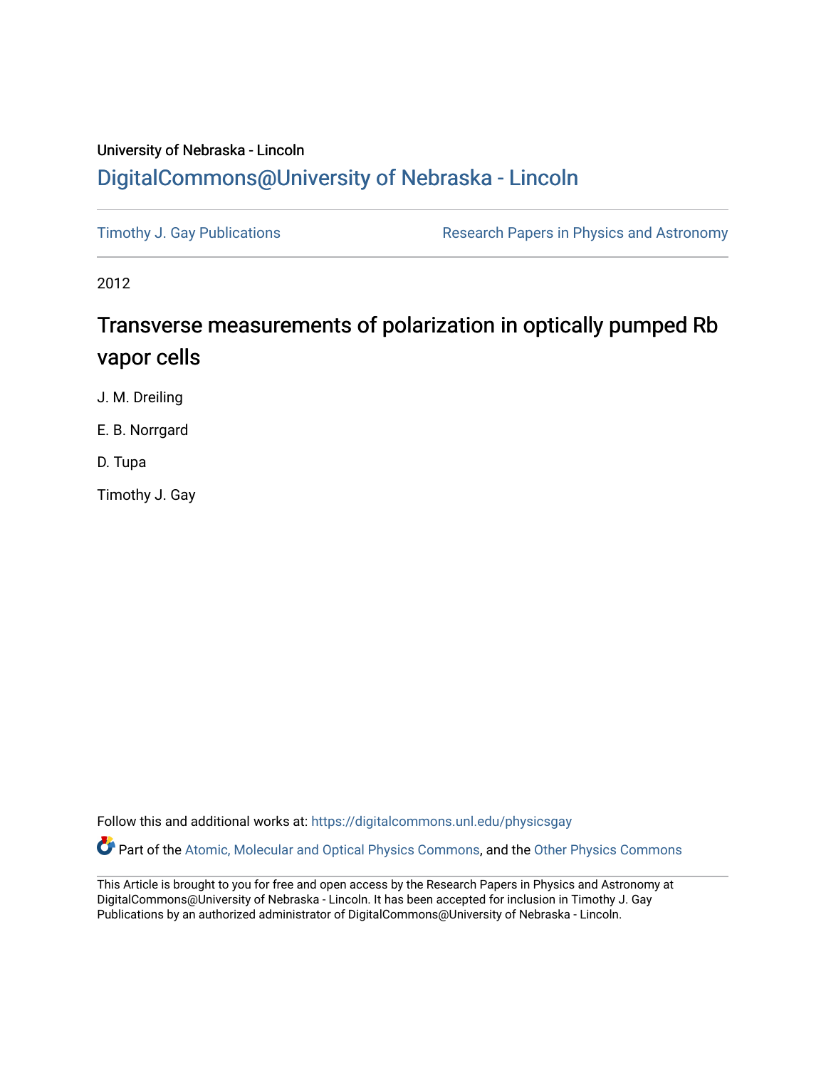University of Nebraska - Lincoln

# DigitalCommons@University of Nebraska - Lincoln

Timothy J. Gay Publications

Research Papers in Physics and Astronomy

2012

## Transverse measurements of polarization in optically pumped Rb vapor cells

J. M. Dreiling

E. B. Norrgard

D. Tupa

Timothy J. Gay

Follow this and additional works at: https://digitalcommons.unl.edu/physicsgay

Part of the Atomic, Molecular and Optical Physics Commons, and the Other Physics Commons

This Article is brought to you for free and open access by the Research Papers in Physics and Astronomy at DigitalCommons@University of Nebraska - Lincoln. It has been accepted for inclusion in Timothy J. Gay Publications by an authorized administrator of DigitalCommons@University of Nebraska - Lincoln.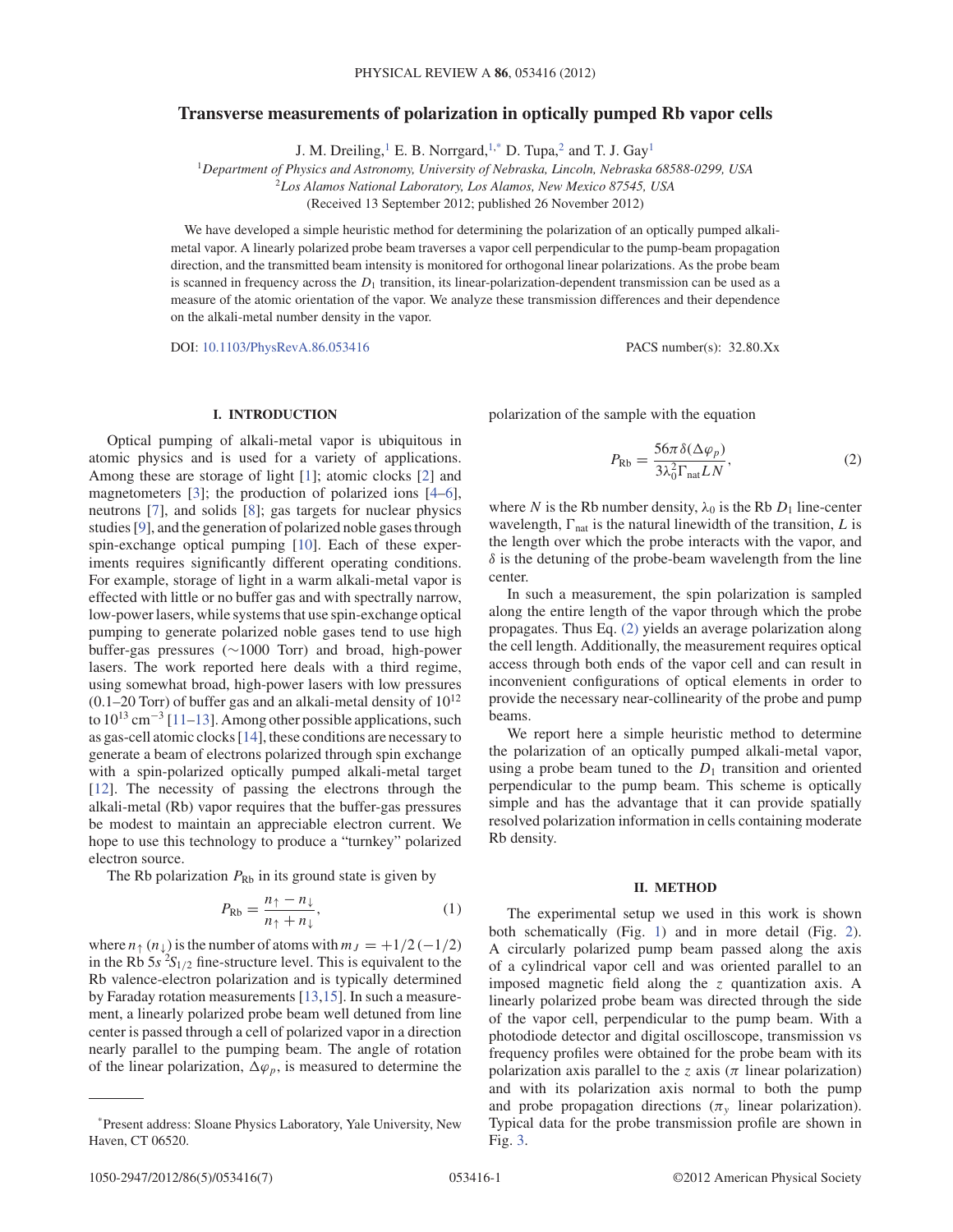# Transverse measurements of polarization in optically pumped Rb vapor cells

J. M. Dreiling,[1] E. B. Norrgard,[1,*] D. Tupa,[2] and T. J. Gay[1]

[1]*Department of Physics and Astronomy, University of Nebraska, Lincoln, Nebraska 68588-0299, USA*
[2]*Los Alamos National Laboratory, Los Alamos, New Mexico 87545, USA*
(Received 13 September 2012; published 26 November 2012)

We have developed a simple heuristic method for determining the polarization of an optically pumped alkali-metal vapor. A linearly polarized probe beam traverses a vapor cell perpendicular to the pump-beam propagation direction, and the transmitted beam intensity is monitored for orthogonal linear polarizations. As the probe beam is scanned in frequency across the $D_1$ transition, its linear-polarization-dependent transmission can be used as a measure of the atomic orientation of the vapor. We analyze these transmission differences and their dependence on the alkali-metal number density in the vapor.

DOI: 10.1103/PhysRevA.86.053416 PACS number(s): 32.80.Xx

## I. INTRODUCTION

Optical pumping of alkali-metal vapor is ubiquitous in atomic physics and is used for a variety of applications. Among these are storage of light [1]; atomic clocks [2] and magnetometers [3]; the production of polarized ions [4–6], neutrons [7], and solids [8]; gas targets for nuclear physics studies [9], and the generation of polarized noble gases through spin-exchange optical pumping [10]. Each of these experiments requires significantly different operating conditions. For example, storage of light in a warm alkali-metal vapor is effected with little or no buffer gas and with spectrally narrow, low-power lasers, while systems that use spin-exchange optical pumping to generate polarized noble gases tend to use high buffer-gas pressures (∼1000 Torr) and broad, high-power lasers. The work reported here deals with a third regime, using somewhat broad, high-power lasers with low pressures (0.1–20 Torr) of buffer gas and an alkali-metal density of $10^{12}$ to $10^{13}$ cm$^{-3}$ [11–13]. Among other possible applications, such as gas-cell atomic clocks [14], these conditions are necessary to generate a beam of electrons polarized through spin exchange with a spin-polarized optically pumped alkali-metal target [12]. The necessity of passing the electrons through the alkali-metal (Rb) vapor requires that the buffer-gas pressures be modest to maintain an appreciable electron current. We hope to use this technology to produce a "turnkey" polarized electron source.

The Rb polarization $P_{\text{Rb}}$ in its ground state is given by

$$P_{\text{Rb}} = \frac{n_\uparrow - n_\downarrow}{n_\uparrow + n_\downarrow}, \tag{1}$$

where $n_\uparrow$ ($n_\downarrow$) is the number of atoms with $m_J = +1/2\,(-1/2)$ in the Rb $5s\ ^2S_{1/2}$ fine-structure level. This is equivalent to the Rb valence-electron polarization and is typically determined by Faraday rotation measurements [13,15]. In such a measurement, a linearly polarized probe beam well detuned from line center is passed through a cell of polarized vapor in a direction nearly parallel to the pumping beam. The angle of rotation of the linear polarization, $\Delta\varphi_p$, is measured to determine the polarization of the sample with the equation

$$P_{\text{Rb}} = \frac{56\pi\,\delta(\Delta\varphi_p)}{3\lambda_0^2\Gamma_{\text{nat}}LN}, \tag{2}$$

where $N$ is the Rb number density, $\lambda_0$ is the Rb $D_1$ line-center wavelength, $\Gamma_{\text{nat}}$ is the natural linewidth of the transition, $L$ is the length over which the probe interacts with the vapor, and $\delta$ is the detuning of the probe-beam wavelength from the line center.

In such a measurement, the spin polarization is sampled along the entire length of the vapor through which the probe propagates. Thus Eq. (2) yields an average polarization along the cell length. Additionally, the measurement requires optical access through both ends of the vapor cell and can result in inconvenient configurations of optical elements in order to provide the necessary near-collinearity of the probe and pump beams.

We report here a simple heuristic method to determine the polarization of an optically pumped alkali-metal vapor, using a probe beam tuned to the $D_1$ transition and oriented perpendicular to the pump beam. This scheme is optically simple and has the advantage that it can provide spatially resolved polarization information in cells containing moderate Rb density.

## II. METHOD

The experimental setup we used in this work is shown both schematically (Fig. 1) and in more detail (Fig. 2). A circularly polarized pump beam passed along the axis of a cylindrical vapor cell and was oriented parallel to an imposed magnetic field along the $z$ quantization axis. A linearly polarized probe beam was directed through the side of the vapor cell, perpendicular to the pump beam. With a photodiode detector and digital oscilloscope, transmission vs frequency profiles were obtained for the probe beam with its polarization axis parallel to the $z$ axis ($\pi$ linear polarization) and with its polarization axis normal to both the pump and probe propagation directions ($\pi_y$ linear polarization). Typical data for the probe transmission profile are shown in Fig. 3.

---

[*]Present address: Sloane Physics Laboratory, Yale University, New Haven, CT 06520.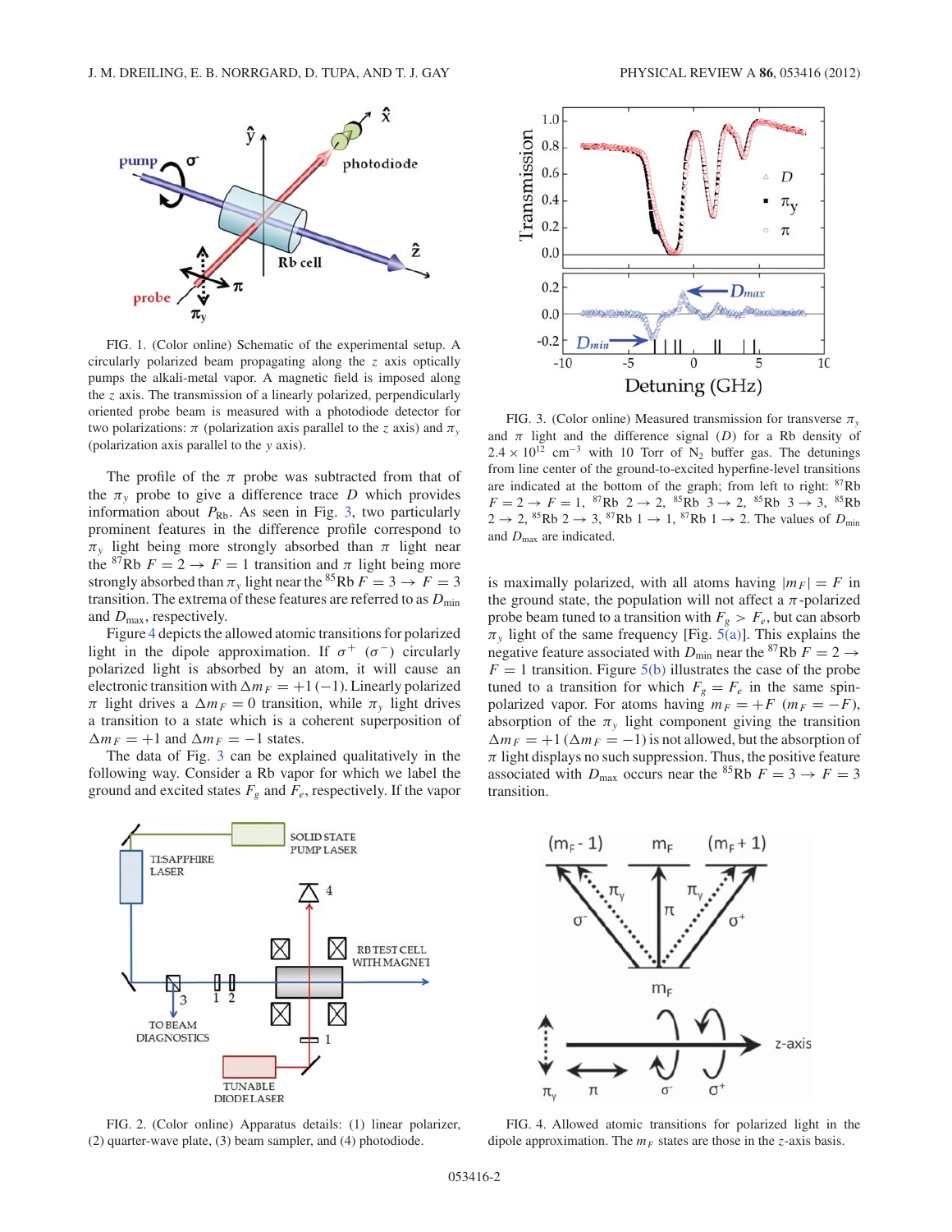FIG. 1. (Color online) Schematic of the experimental setup. A circularly polarized beam propagating along the $z$ axis optically pumps the alkali-metal vapor. A magnetic field is imposed along the $z$ axis. The transmission of a linearly polarized, perpendicularly oriented probe beam is measured with a photodiode detector for two polarizations: $\pi$ (polarization axis parallel to the $z$ axis) and $\pi_y$ (polarization axis parallel to the $y$ axis).

The profile of the $\pi$ probe was subtracted from that of the $\pi_y$ probe to give a difference trace $D$ which provides information about $P_{\mathrm{Rb}}$. As seen in Fig. 3, two particularly prominent features in the difference profile correspond to $\pi_y$ light being more strongly absorbed than $\pi$ light near the $^{87}$Rb $F = 2 \rightarrow F = 1$ transition and $\pi$ light being more strongly absorbed than $\pi_y$ light near the $^{85}$Rb $F = 3 \rightarrow F = 3$ transition. The extrema of these features are referred to as $D_{\min}$ and $D_{\max}$, respectively.

Figure 4 depicts the allowed atomic transitions for polarized light in the dipole approximation. If $\sigma^+$ ($\sigma^-$) circularly polarized light is absorbed by an atom, it will cause an electronic transition with $\Delta m_F = +1\,(-1)$. Linearly polarized $\pi$ light drives a $\Delta m_F = 0$ transition, while $\pi_y$ light drives a transition to a state which is a coherent superposition of $\Delta m_F = +1$ and $\Delta m_F = -1$ states.

The data of Fig. 3 can be explained qualitatively in the following way. Consider a Rb vapor for which we label the ground and excited states $F_g$ and $F_e$, respectively. If the vapor is maximally polarized, with all atoms having $|m_F| = F$ in the ground state, the population will not affect a $\pi$-polarized probe beam tuned to a transition with $F_g > F_e$, but can absorb $\pi_y$ light of the same frequency [Fig. 5(a)]. This explains the negative feature associated with $D_{\min}$ near the $^{87}$Rb $F = 2 \rightarrow F = 1$ transition. Figure 5(b) illustrates the case of the probe tuned to a transition for which $F_g = F_e$ in the same spin-polarized vapor. For atoms having $m_F = +F$ ($m_F = -F$), absorption of the $\pi_y$ light component giving the transition $\Delta m_F = +1$ ($\Delta m_F = -1$) is not allowed, but the absorption of $\pi$ light displays no such suppression. Thus, the positive feature associated with $D_{\max}$ occurs near the $^{85}$Rb $F = 3 \rightarrow F = 3$ transition.

FIG. 2. (Color online) Apparatus details: (1) linear polarizer, (2) quarter-wave plate, (3) beam sampler, and (4) photodiode.

FIG. 3. (Color online) Measured transmission for transverse $\pi_y$ and $\pi$ light and the difference signal ($D$) for a Rb density of $2.4 \times 10^{12}$ cm$^{-3}$ with 10 Torr of $N_2$ buffer gas. The detunings from line center of the ground-to-excited hyperfine-level transitions are indicated at the bottom of the graph; from left to right: $^{87}$Rb $F = 2 \rightarrow F = 1$, $^{87}$Rb $2 \rightarrow 2$, $^{85}$Rb $3 \rightarrow 2$, $^{85}$Rb $3 \rightarrow 3$, $^{85}$Rb $2 \rightarrow 2$, $^{85}$Rb $2 \rightarrow 3$, $^{87}$Rb $1 \rightarrow 1$, $^{87}$Rb $1 \rightarrow 2$. The values of $D_{\min}$ and $D_{\max}$ are indicated.

FIG. 4. Allowed atomic transitions for polarized light in the dipole approximation. The $m_F$ states are those in the $z$-axis basis.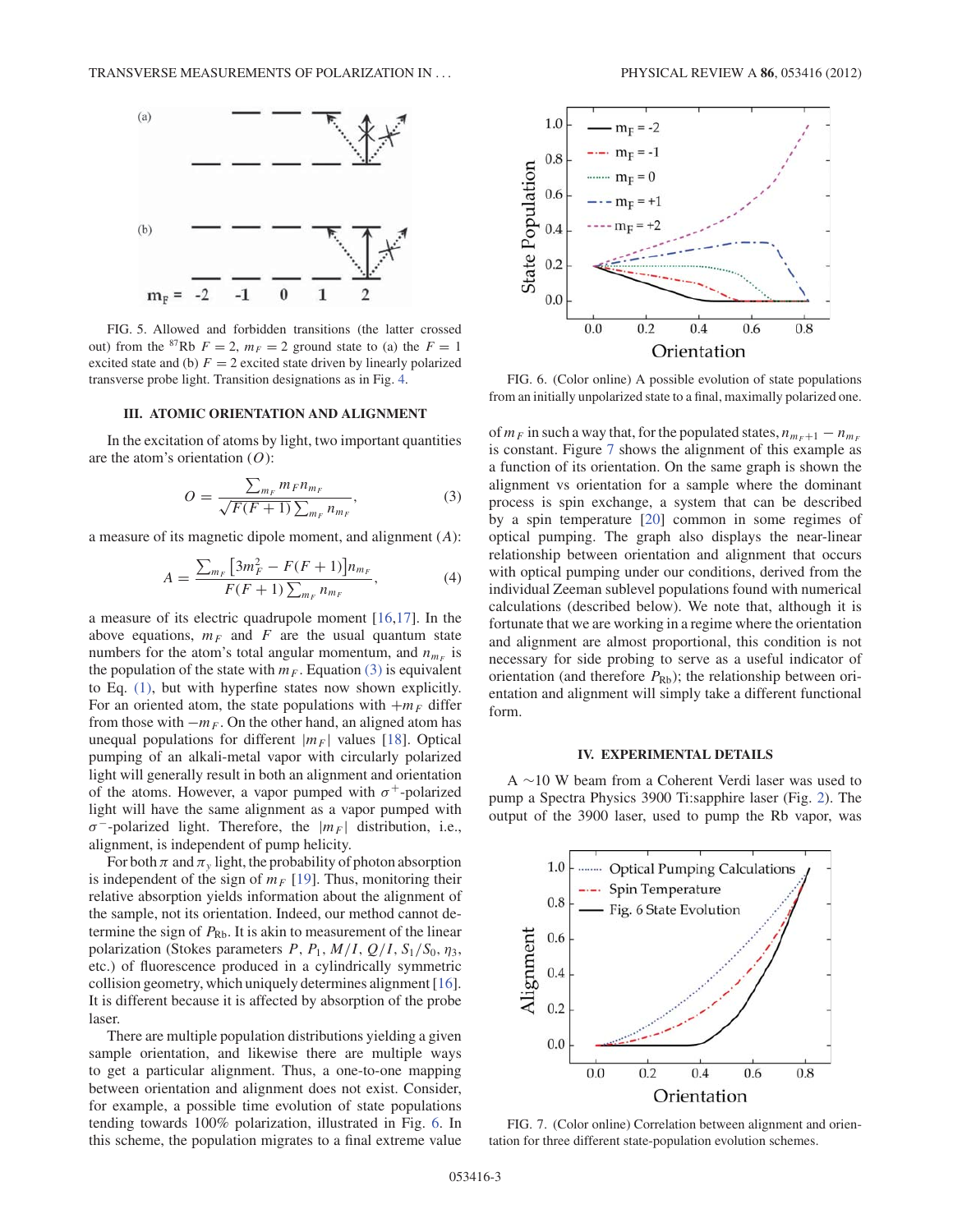FIG. 5. Allowed and forbidden transitions (the latter crossed out) from the $^{87}$Rb $F = 2$, $m_F = 2$ ground state to (a) the $F = 1$ excited state and (b) $F = 2$ excited state driven by linearly polarized transverse probe light. Transition designations as in Fig. 4.

### III. ATOMIC ORIENTATION AND ALIGNMENT

In the excitation of atoms by light, two important quantities are the atom's orientation ($O$):

$$O = \frac{\sum_{m_F} m_F n_{m_F}}{\sqrt{F(F+1)} \sum_{m_F} n_{m_F}}, \tag{3}$$

a measure of its magnetic dipole moment, and alignment ($A$):

$$A = \frac{\sum_{m_F} \left[3m_F^2 - F(F+1)\right] n_{m_F}}{F(F+1) \sum_{m_F} n_{m_F}}, \tag{4}$$

a measure of its electric quadrupole moment [16,17]. In the above equations, $m_F$ and $F$ are the usual quantum state numbers for the atom's total angular momentum, and $n_{m_F}$ is the population of the state with $m_F$. Equation (3) is equivalent to Eq. (1), but with hyperfine states now shown explicitly. For an oriented atom, the state populations with $+m_F$ differ from those with $-m_F$. On the other hand, an aligned atom has unequal populations for different $|m_F|$ values [18]. Optical pumping of an alkali-metal vapor with circularly polarized light will generally result in both an alignment and orientation of the atoms. However, a vapor pumped with $\sigma^+$-polarized light will have the same alignment as a vapor pumped with $\sigma^-$-polarized light. Therefore, the $|m_F|$ distribution, i.e., alignment, is independent of pump helicity.

For both $\pi$ and $\pi_y$ light, the probability of photon absorption is independent of the sign of $m_F$ [19]. Thus, monitoring their relative absorption yields information about the alignment of the sample, not its orientation. Indeed, our method cannot determine the sign of $P_{\mathrm{Rb}}$. It is akin to measurement of the linear polarization (Stokes parameters $P$, $P_1$, $M/I$, $Q/I$, $S_1/S_0$, $\eta_3$, etc.) of fluorescence produced in a cylindrically symmetric collision geometry, which uniquely determines alignment [16]. It is different because it is affected by absorption of the probe laser.

There are multiple population distributions yielding a given sample orientation, and likewise there are multiple ways to get a particular alignment. Thus, a one-to-one mapping between orientation and alignment does not exist. Consider, for example, a possible time evolution of state populations tending towards 100% polarization, illustrated in Fig. 6. In this scheme, the population migrates to a final extreme value of $m_F$ in such a way that, for the populated states, $n_{m_F+1} - n_{m_F}$ is constant. Figure 7 shows the alignment of this example as a function of its orientation. On the same graph is shown the alignment vs orientation for a sample where the dominant process is spin exchange, a system that can be described by a spin temperature [20] common in some regimes of optical pumping. The graph also displays the near-linear relationship between orientation and alignment that occurs with optical pumping under our conditions, derived from the individual Zeeman sublevel populations found with numerical calculations (described below). We note that, although it is fortunate that we are working in a regime where the orientation and alignment are almost proportional, this condition is not necessary for side probing to serve as a useful indicator of orientation (and therefore $P_{\mathrm{Rb}}$); the relationship between orientation and alignment will simply take a different functional form.

FIG. 6. (Color online) A possible evolution of state populations from an initially unpolarized state to a final, maximally polarized one.

### IV. EXPERIMENTAL DETAILS

A ~10 W beam from a Coherent Verdi laser was used to pump a Spectra Physics 3900 Ti:sapphire laser (Fig. 2). The output of the 3900 laser, used to pump the Rb vapor, was

FIG. 7. (Color online) Correlation between alignment and orientation for three different state-population evolution schemes.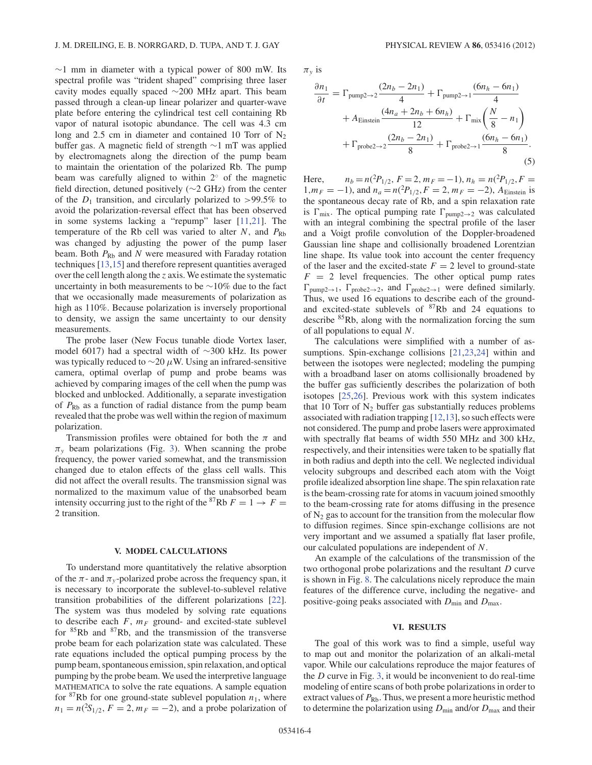~1 mm in diameter with a typical power of 800 mW. Its spectral profile was "trident shaped" comprising three laser cavity modes equally spaced ~200 MHz apart. This beam passed through a clean-up linear polarizer and quarter-wave plate before entering the cylindrical test cell containing Rb vapor of natural isotopic abundance. The cell was 4.3 cm long and 2.5 cm in diameter and contained 10 Torr of $N_2$ buffer gas. A magnetic field of strength ~1 mT was applied by electromagnets along the direction of the pump beam to maintain the orientation of the polarized Rb. The pump beam was carefully aligned to within 2° of the magnetic field direction, detuned positively (~2 GHz) from the center of the $D_1$ transition, and circularly polarized to >99.5% to avoid the polarization-reversal effect that has been observed in some systems lacking a "repump" laser [11,21]. The temperature of the Rb cell was varied to alter $N$, and $P_{\text{Rb}}$ was changed by adjusting the power of the pump laser beam. Both $P_{\text{Rb}}$ and $N$ were measured with Faraday rotation techniques [13,15] and therefore represent quantities averaged over the cell length along the $z$ axis. We estimate the systematic uncertainty in both measurements to be ~10% due to the fact that we occasionally made measurements of polarization as high as 110%. Because polarization is inversely proportional to density, we assign the same uncertainty to our density measurements.

The probe laser (New Focus tunable diode Vortex laser, model 6017) had a spectral width of ~300 kHz. Its power was typically reduced to ~20 μW. Using an infrared-sensitive camera, optimal overlap of pump and probe beams was achieved by comparing images of the cell when the pump was blocked and unblocked. Additionally, a separate investigation of $P_{\text{Rb}}$ as a function of radial distance from the pump beam revealed that the probe was well within the region of maximum polarization.

Transmission profiles were obtained for both the $\pi$ and $\pi_y$ beam polarizations (Fig. 3). When scanning the probe frequency, the power varied somewhat, and the transmission changed due to etalon effects of the glass cell walls. This did not affect the overall results. The transmission signal was normalized to the maximum value of the unabsorbed beam intensity occurring just to the right of the $^{87}$Rb $F = 1 \to F = 2$ transition.

## V. MODEL CALCULATIONS

To understand more quantitatively the relative absorption of the $\pi$- and $\pi_y$-polarized probe across the frequency span, it is necessary to incorporate the sublevel-to-sublevel relative transition probabilities of the different polarizations [22]. The system was thus modeled by solving rate equations to describe each $F$, $m_F$ ground- and excited-state sublevel for $^{85}$Rb and $^{87}$Rb, and the transmission of the transverse probe beam for each polarization state was calculated. These rate equations included the optical pumping process by the pump beam, spontaneous emission, spin relaxation, and optical pumping by the probe beam. We used the interpretive language MATHEMATICA to solve the rate equations. A sample equation for $^{87}$Rb for one ground-state sublevel population $n_1$, where $n_1 = n(^2S_{1/2}, F = 2, m_F = -2)$, and a probe polarization of $\pi_y$ is

$$
\begin{aligned}
\frac{\partial n_1}{\partial t} &= \Gamma_{\text{pump}2\to2}\frac{(2n_b - 2n_1)}{4} + \Gamma_{\text{pump}2\to1}\frac{(6n_h - 6n_1)}{4} \\
&\quad + A_{\text{Einstein}}\frac{(4n_a + 2n_b + 6n_h)}{12} + \Gamma_{\text{mix}}\left(\frac{N}{8} - n_1\right) \\
&\quad + \Gamma_{\text{probe}2\to2}\frac{(2n_b - 2n_1)}{8} + \Gamma_{\text{probe}2\to1}\frac{(6n_h - 6n_1)}{8}.
\end{aligned} \tag{5}
$$

Here, $n_b = n(^2P_{1/2}, F = 2, m_F = -1)$, $n_h = n(^2P_{1/2}, F = 1, m_F = -1)$, and $n_a = n(^2P_{1/2}, F = 2, m_F = -2)$, $A_{\text{Einstein}}$ is the spontaneous decay rate of Rb, and a spin relaxation rate is $\Gamma_{\text{mix}}$. The optical pumping rate $\Gamma_{\text{pump}2\to2}$ was calculated with an integral combining the spectral profile of the laser and a Voigt profile convolution of the Doppler-broadened Gaussian line shape and collisionally broadened Lorentzian line shape. Its value took into account the center frequency of the laser and the excited-state $F = 2$ level to ground-state $F = 2$ level frequencies. The other optical pump rates $\Gamma_{\text{pump}2\to1}$, $\Gamma_{\text{probe}2\to2}$, and $\Gamma_{\text{probe}2\to1}$ were defined similarly. Thus, we used 16 equations to describe each of the ground- and excited-state sublevels of $^{87}$Rb and 24 equations to describe $^{85}$Rb, along with the normalization forcing the sum of all populations to equal $N$.

The calculations were simplified with a number of assumptions. Spin-exchange collisions [21,23,24] within and between the isotopes were neglected; modeling the pumping with a broadband laser on atoms collisionally broadened by the buffer gas sufficiently describes the polarization of both isotopes [25,26]. Previous work with this system indicates that 10 Torr of $N_2$ buffer gas substantially reduces problems associated with radiation trapping [12,13], so such effects were not considered. The pump and probe lasers were approximated with spectrally flat beams of width 550 MHz and 300 kHz, respectively, and their intensities were taken to be spatially flat in both radius and depth into the cell. We neglected individual velocity subgroups and described each atom with the Voigt profile idealized absorption line shape. The spin relaxation rate is the beam-crossing rate for atoms in vacuum joined smoothly to the beam-crossing rate for atoms diffusing in the presence of $N_2$ gas to account for the transition from the molecular flow to diffusion regimes. Since spin-exchange collisions are not very important and we assumed a spatially flat laser profile, our calculated populations are independent of $N$.

An example of the calculations of the transmission of the two orthogonal probe polarizations and the resultant $D$ curve is shown in Fig. 8. The calculations nicely reproduce the main features of the difference curve, including the negative- and positive-going peaks associated with $D_{\text{min}}$ and $D_{\text{max}}$.

## VI. RESULTS

The goal of this work was to find a simple, useful way to map out and monitor the polarization of an alkali-metal vapor. While our calculations reproduce the major features of the $D$ curve in Fig. 3, it would be inconvenient to do real-time modeling of entire scans of both probe polarizations in order to extract values of $P_{\text{Rb}}$. Thus, we present a more heuristic method to determine the polarization using $D_{\text{min}}$ and/or $D_{\text{max}}$ and their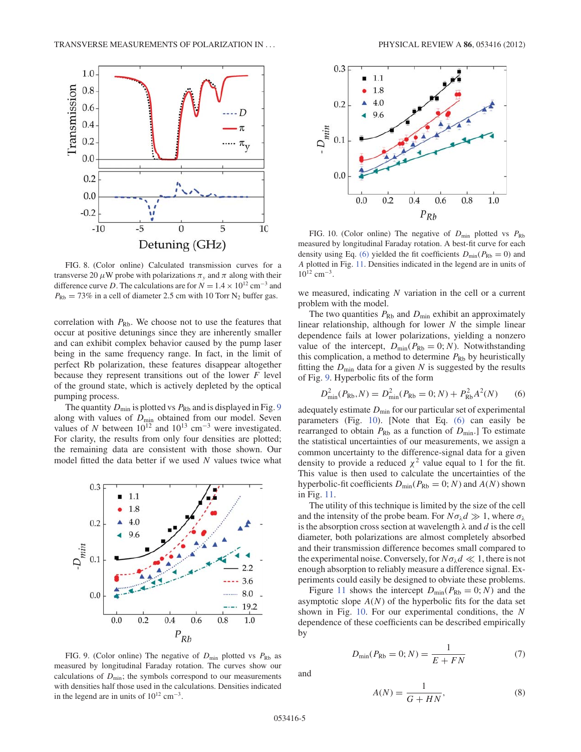FIG. 8. (Color online) Calculated transmission curves for a transverse 20 $\mu$W probe with polarizations $\pi_y$ and $\pi$ along with their difference curve $D$. The calculations are for $N = 1.4 \times 10^{12}$ cm$^{-3}$ and $P_{\rm Rb} = 73\%$ in a cell of diameter 2.5 cm with 10 Torr $N_2$ buffer gas.

correlation with $P_{\rm Rb}$. We choose not to use the features that occur at positive detunings since they are inherently smaller and can exhibit complex behavior caused by the pump laser being in the same frequency range. In fact, in the limit of perfect Rb polarization, these features disappear altogether because they represent transitions out of the lower $F$ level of the ground state, which is actively depleted by the optical pumping process.

The quantity $D_{\rm min}$ is plotted vs $P_{\rm Rb}$ and is displayed in Fig. 9 along with values of $D_{\rm min}$ obtained from our model. Seven values of $N$ between $10^{12}$ and $10^{13}$ cm$^{-3}$ were investigated. For clarity, the results from only four densities are plotted; the remaining data are consistent with those shown. Our model fitted the data better if we used $N$ values twice what we measured, indicating $N$ variation in the cell or a current problem with the model.

FIG. 9. (Color online) The negative of $D_{\rm min}$ plotted vs $P_{\rm Rb}$ as measured by longitudinal Faraday rotation. The curves show our calculations of $D_{\rm min}$; the symbols correspond to our measurements with densities half those used in the calculations. Densities indicated in the legend are in units of $10^{12}$ cm$^{-3}$.

FIG. 10. (Color online) The negative of $D_{\rm min}$ plotted vs $P_{\rm Rb}$ measured by longitudinal Faraday rotation. A best-fit curve for each density using Eq. (6) yielded the fit coefficients $D_{\rm min}(P_{\rm Rb} = 0)$ and $A$ plotted in Fig. 11. Densities indicated in the legend are in units of $10^{12}$ cm$^{-3}$.

The two quantities $P_{\rm Rb}$ and $D_{\rm min}$ exhibit an approximately linear relationship, although for lower $N$ the simple linear dependence fails at lower polarizations, yielding a nonzero value of the intercept, $D_{\rm min}(P_{\rm Rb} = 0; N)$. Notwithstanding this complication, a method to determine $P_{\rm Rb}$ by heuristically fitting the $D_{\rm min}$ data for a given $N$ is suggested by the results of Fig. 9. Hyperbolic fits of the form

$$D^2_{\rm min}(P_{\rm Rb}, N) = D^2_{\rm min}(P_{\rm Rb} = 0; N) + P^2_{\rm Rb} A^2(N) \tag{6}$$

adequately estimate $D_{\rm min}$ for our particular set of experimental parameters (Fig. 10). [Note that Eq. (6) can easily be rearranged to obtain $P_{\rm Rb}$ as a function of $D_{\rm min}$.] To estimate the statistical uncertainties of our measurements, we assign a common uncertainty to the difference-signal data for a given density to provide a reduced $\chi^2$ value equal to 1 for the fit. This value is then used to calculate the uncertainties of the hyperbolic-fit coefficients $D_{\rm min}(P_{\rm Rb} = 0; N)$ and $A(N)$ shown in Fig. 11.

The utility of this technique is limited by the size of the cell and the intensity of the probe beam. For $N\sigma_\lambda d \gg 1$, where $\sigma_\lambda$ is the absorption cross section at wavelength $\lambda$ and $d$ is the cell diameter, both polarizations are almost completely absorbed and their transmission difference becomes small compared to the experimental noise. Conversely, for $N\sigma_\lambda d \ll 1$, there is not enough absorption to reliably measure a difference signal. Experiments could easily be designed to obviate these problems.

Figure 11 shows the intercept $D_{\rm min}(P_{\rm Rb} = 0; N)$ and the asymptotic slope $A(N)$ of the hyperbolic fits for the data set shown in Fig. 10. For our experimental conditions, the $N$ dependence of these coefficients can be described empirically by

$$D_{\rm min}(P_{\rm Rb} = 0; N) = \frac{1}{E + FN} \tag{7}$$

and

$$A(N) = \frac{1}{G + HN}, \tag{8}$$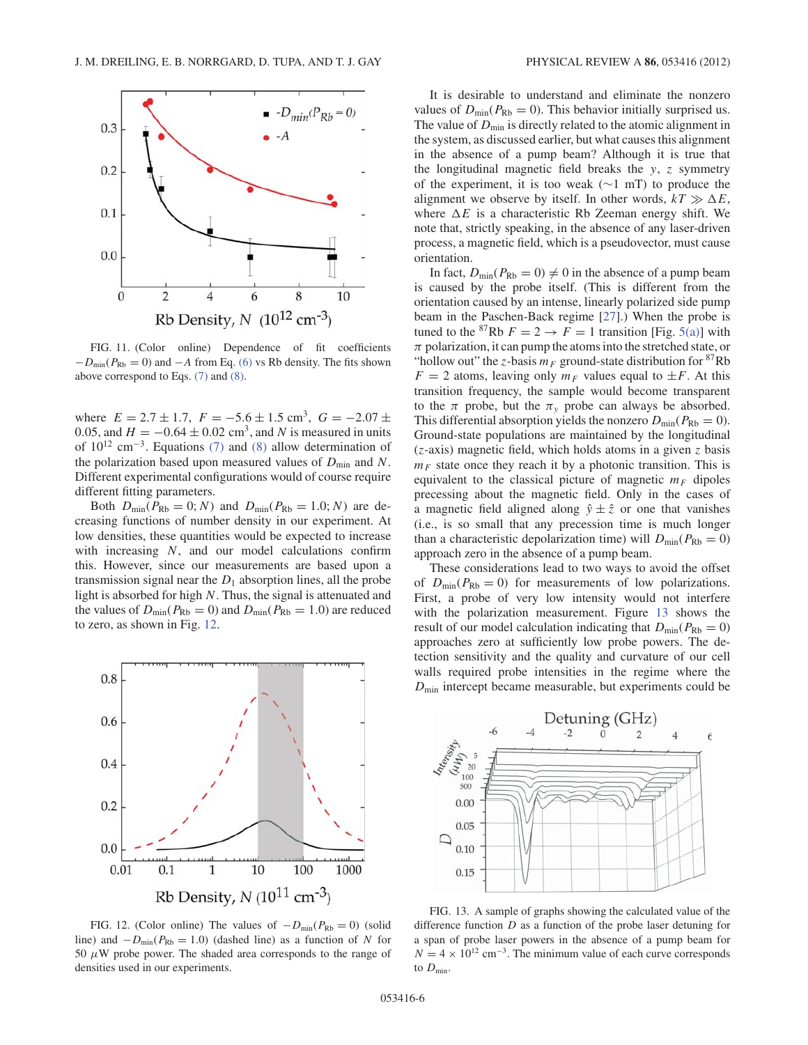FIG. 11. (Color online) Dependence of fit coefficients $-D_{\min}(P_{\rm Rb}=0)$ and $-A$ from Eq. (6) vs Rb density. The fits shown above correspond to Eqs. (7) and (8).

where $E = 2.7 \pm 1.7$, $F = -5.6 \pm 1.5$ cm$^3$, $G = -2.07 \pm 0.05$, and $H = -0.64 \pm 0.02$ cm$^3$, and $N$ is measured in units of $10^{12}$ cm$^{-3}$. Equations (7) and (8) allow determination of the polarization based upon measured values of $D_{\min}$ and $N$. Different experimental configurations would of course require different fitting parameters.

Both $D_{\min}(P_{\rm Rb}=0;N)$ and $D_{\min}(P_{\rm Rb}=1.0;N)$ are decreasing functions of number density in our experiment. At low densities, these quantities would be expected to increase with increasing $N$, and our model calculations confirm this. However, since our measurements are based upon a transmission signal near the $D_1$ absorption lines, all the probe light is absorbed for high $N$. Thus, the signal is attenuated and the values of $D_{\min}(P_{\rm Rb}=0)$ and $D_{\min}(P_{\rm Rb}=1.0)$ are reduced to zero, as shown in Fig. 12.

FIG. 12. (Color online) The values of $-D_{\min}(P_{\rm Rb}=0)$ (solid line) and $-D_{\min}(P_{\rm Rb}=1.0)$ (dashed line) as a function of $N$ for 50 $\mu$W probe power. The shaded area corresponds to the range of densities used in our experiments.

It is desirable to understand and eliminate the nonzero values of $D_{\min}(P_{\rm Rb}=0)$. This behavior initially surprised us. The value of $D_{\min}$ is directly related to the atomic alignment in the system, as discussed earlier, but what causes this alignment in the absence of a pump beam? Although it is true that the longitudinal magnetic field breaks the $y$, $z$ symmetry of the experiment, it is too weak ($\sim$1 mT) to produce the alignment we observe by itself. In other words, $kT \gg \Delta E$, where $\Delta E$ is a characteristic Rb Zeeman energy shift. We note that, strictly speaking, in the absence of any laser-driven process, a magnetic field, which is a pseudovector, must cause orientation.

In fact, $D_{\min}(P_{\rm Rb}=0) \neq 0$ in the absence of a pump beam is caused by the probe itself. (This is different from the orientation caused by an intense, linearly polarized side pump beam in the Paschen-Back regime [27].) When the probe is tuned to the $^{87}$Rb $F=2 \rightarrow F=1$ transition [Fig. 5(a)] with $\pi$ polarization, it can pump the atoms into the stretched state, or "hollow out" the $z$-basis $m_F$ ground-state distribution for $^{87}$Rb $F=2$ atoms, leaving only $m_F$ values equal to $\pm F$. At this transition frequency, the sample would become transparent to the $\pi$ probe, but the $\pi_y$ probe can always be absorbed. This differential absorption yields the nonzero $D_{\min}(P_{\rm Rb}=0)$. Ground-state populations are maintained by the longitudinal ($z$-axis) magnetic field, which holds atoms in a given $z$ basis $m_F$ state once they reach it by a photonic transition. This is equivalent to the classical picture of magnetic $m_F$ dipoles precessing about the magnetic field. Only in the cases of a magnetic field aligned along $\hat{y} \pm \hat{z}$ or one that vanishes (i.e., is so small that any precession time is much longer than a characteristic depolarization time) will $D_{\min}(P_{\rm Rb}=0)$ approach zero in the absence of a pump beam.

These considerations lead to two ways to avoid the offset of $D_{\min}(P_{\rm Rb}=0)$ for measurements of low polarizations. First, a probe of very low intensity would not interfere with the polarization measurement. Figure 13 shows the result of our model calculation indicating that $D_{\min}(P_{\rm Rb}=0)$ approaches zero at sufficiently low probe powers. The detection sensitivity and the quality and curvature of our cell walls required probe intensities in the regime where the $D_{\min}$ intercept became measurable, but experiments could be

FIG. 13. A sample of graphs showing the calculated value of the difference function $D$ as a function of the probe laser detuning for a span of probe laser powers in the absence of a pump beam for $N = 4 \times 10^{12}$ cm$^{-3}$. The minimum value of each curve corresponds to $D_{\min}$.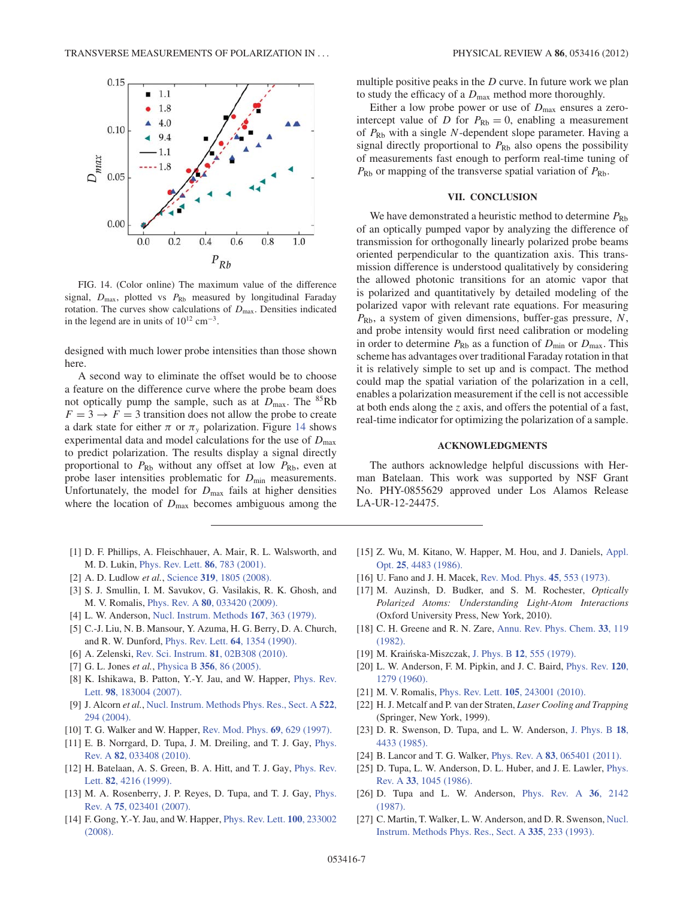0.15

0.10

0.05

0.00

$D_{max}$

0.0 0.2 0.4 0.6 0.8 1.0

$P_{Rb}$

1.1
1.8
4.0
9.4
1.1
1.8

FIG. 14. (Color online) The maximum value of the difference signal, $D_{max}$, plotted vs $P_{Rb}$ measured by longitudinal Faraday rotation. The curves show calculations of $D_{max}$. Densities indicated in the legend are in units of $10^{12}$ cm$^{-3}$.

designed with much lower probe intensities than those shown here.

A second way to eliminate the offset would be to choose a feature on the difference curve where the probe beam does not optically pump the sample, such as at $D_{max}$. The $^{85}$Rb $F = 3 \rightarrow F = 3$ transition does not allow the probe to create a dark state for either $\pi$ or $\pi_y$ polarization. Figure 14 shows experimental data and model calculations for the use of $D_{max}$ to predict polarization. The results display a signal directly proportional to $P_{Rb}$ without any offset at low $P_{Rb}$, even at probe laser intensities problematic for $D_{min}$ measurements. Unfortunately, the model for $D_{max}$ fails at higher densities where the location of $D_{max}$ becomes ambiguous among the multiple positive peaks in the $D$ curve. In future work we plan to study the efficacy of a $D_{max}$ method more thoroughly.

Either a low probe power or use of $D_{max}$ ensures a zero-intercept value of $D$ for $P_{Rb} = 0$, enabling a measurement of $P_{Rb}$ with a single $N$-dependent slope parameter. Having a signal directly proportional to $P_{Rb}$ also opens the possibility of measurements fast enough to perform real-time tuning of $P_{Rb}$ or mapping of the transverse spatial variation of $P_{Rb}$.

## VII. CONCLUSION

We have demonstrated a heuristic method to determine $P_{Rb}$ of an optically pumped vapor by analyzing the difference of transmission for orthogonally linearly polarized probe beams oriented perpendicular to the quantization axis. This transmission difference is understood qualitatively by considering the allowed photonic transitions for an atomic vapor that is polarized and quantitatively by detailed modeling of the polarized vapor with relevant rate equations. For measuring $P_{Rb}$, a system of given dimensions, buffer-gas pressure, $N$, and probe intensity would first need calibration or modeling in order to determine $P_{Rb}$ as a function of $D_{min}$ or $D_{max}$. This scheme has advantages over traditional Faraday rotation in that it is relatively simple to set up and is compact. The method could map the spatial variation of the polarization in a cell, enables a polarization measurement if the cell is not accessible at both ends along the $z$ axis, and offers the potential of a fast, real-time indicator for optimizing the polarization of a sample.

## ACKNOWLEDGMENTS

The authors acknowledge helpful discussions with Herman Batelaan. This work was supported by NSF Grant No. PHY-0855629 approved under Los Alamos Release LA-UR-12-24475.

---

[1] D. F. Phillips, A. Fleischhauer, A. Mair, R. L. Walsworth, and M. D. Lukin, Phys. Rev. Lett. **86**, 783 (2001).

[2] A. D. Ludlow *et al.*, Science **319**, 1805 (2008).

[3] S. J. Smullin, I. M. Savukov, G. Vasilakis, R. K. Ghosh, and M. V. Romalis, Phys. Rev. A **80**, 033420 (2009).

[4] L. W. Anderson, Nucl. Instrum. Methods **167**, 363 (1979).

[5] C.-J. Liu, N. B. Mansour, Y. Azuma, H. G. Berry, D. A. Church, and R. W. Dunford, Phys. Rev. Lett. **64**, 1354 (1990).

[6] A. Zelenski, Rev. Sci. Instrum. **81**, 02B308 (2010).

[7] G. L. Jones *et al.*, Physica B **356**, 86 (2005).

[8] K. Ishikawa, B. Patton, Y.-Y. Jau, and W. Happer, Phys. Rev. Lett. **98**, 183004 (2007).

[9] J. Alcorn *et al.*, Nucl. Instrum. Methods Phys. Res., Sect. A **522**, 294 (2004).

[10] T. G. Walker and W. Happer, Rev. Mod. Phys. **69**, 629 (1997).

[11] E. B. Norrgard, D. Tupa, J. M. Dreiling, and T. J. Gay, Phys. Rev. A **82**, 033408 (2010).

[12] H. Batelaan, A. S. Green, B. A. Hitt, and T. J. Gay, Phys. Rev. Lett. **82**, 4216 (1999).

[13] M. A. Rosenberry, J. P. Reyes, D. Tupa, and T. J. Gay, Phys. Rev. A **75**, 023401 (2007).

[14] F. Gong, Y.-Y. Jau, and W. Happer, Phys. Rev. Lett. **100**, 233002 (2008).

[15] Z. Wu, M. Kitano, W. Happer, M. Hou, and J. Daniels, Appl. Opt. **25**, 4483 (1986).

[16] U. Fano and J. H. Macek, Rev. Mod. Phys. **45**, 553 (1973).

[17] M. Auzinsh, D. Budker, and S. M. Rochester, *Optically Polarized Atoms: Understanding Light-Atom Interactions* (Oxford University Press, New York, 2010).

[18] C. H. Greene and R. N. Zare, Annu. Rev. Phys. Chem. **33**, 119 (1982).

[19] M. Kraińska-Miszczak, J. Phys. B **12**, 555 (1979).

[20] L. W. Anderson, F. M. Pipkin, and J. C. Baird, Phys. Rev. **120**, 1279 (1960).

[21] M. V. Romalis, Phys. Rev. Lett. **105**, 243001 (2010).

[22] H. J. Metcalf and P. van der Straten, *Laser Cooling and Trapping* (Springer, New York, 1999).

[23] D. R. Swenson, D. Tupa, and L. W. Anderson, J. Phys. B **18**, 4433 (1985).

[24] B. Lancor and T. G. Walker, Phys. Rev. A **83**, 065401 (2011).

[25] D. Tupa, L. W. Anderson, D. L. Huber, and J. E. Lawler, Phys. Rev. A **33**, 1045 (1986).

[26] D. Tupa and L. W. Anderson, Phys. Rev. A **36**, 2142 (1987).

[27] C. Martin, T. Walker, L. W. Anderson, and D. R. Swenson, Nucl. Instrum. Methods Phys. Res., Sect. A **335**, 233 (1993).